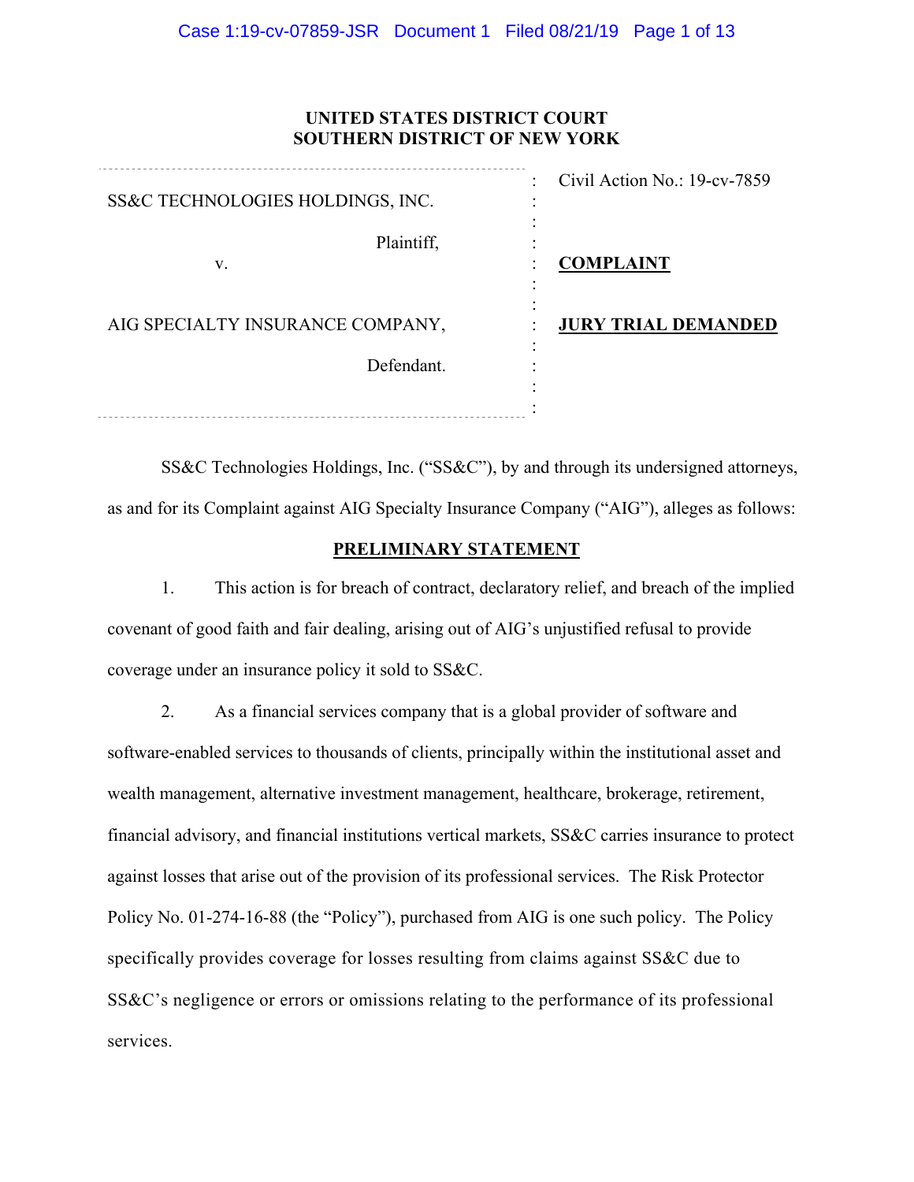**UNITED STATES DISTRICT COURT**
**SOUTHERN DISTRICT OF NEW YORK**

| | |
|---|---|
| SS&C TECHNOLOGIES HOLDINGS, INC. | Civil Action No.: 19-cv-7859 |
| Plaintiff, | |
| v. | **COMPLAINT** |
| AIG SPECIALTY INSURANCE COMPANY, | **JURY TRIAL DEMANDED** |
| Defendant. | |

SS&C Technologies Holdings, Inc. ("SS&C"), by and through its undersigned attorneys, as and for its Complaint against AIG Specialty Insurance Company ("AIG"), alleges as follows:

## PRELIMINARY STATEMENT

1. This action is for breach of contract, declaratory relief, and breach of the implied covenant of good faith and fair dealing, arising out of AIG's unjustified refusal to provide coverage under an insurance policy it sold to SS&C.

2. As a financial services company that is a global provider of software and software-enabled services to thousands of clients, principally within the institutional asset and wealth management, alternative investment management, healthcare, brokerage, retirement, financial advisory, and financial institutions vertical markets, SS&C carries insurance to protect against losses that arise out of the provision of its professional services. The Risk Protector Policy No. 01-274-16-88 (the "Policy"), purchased from AIG is one such policy. The Policy specifically provides coverage for losses resulting from claims against SS&C due to SS&C's negligence or errors or omissions relating to the performance of its professional services.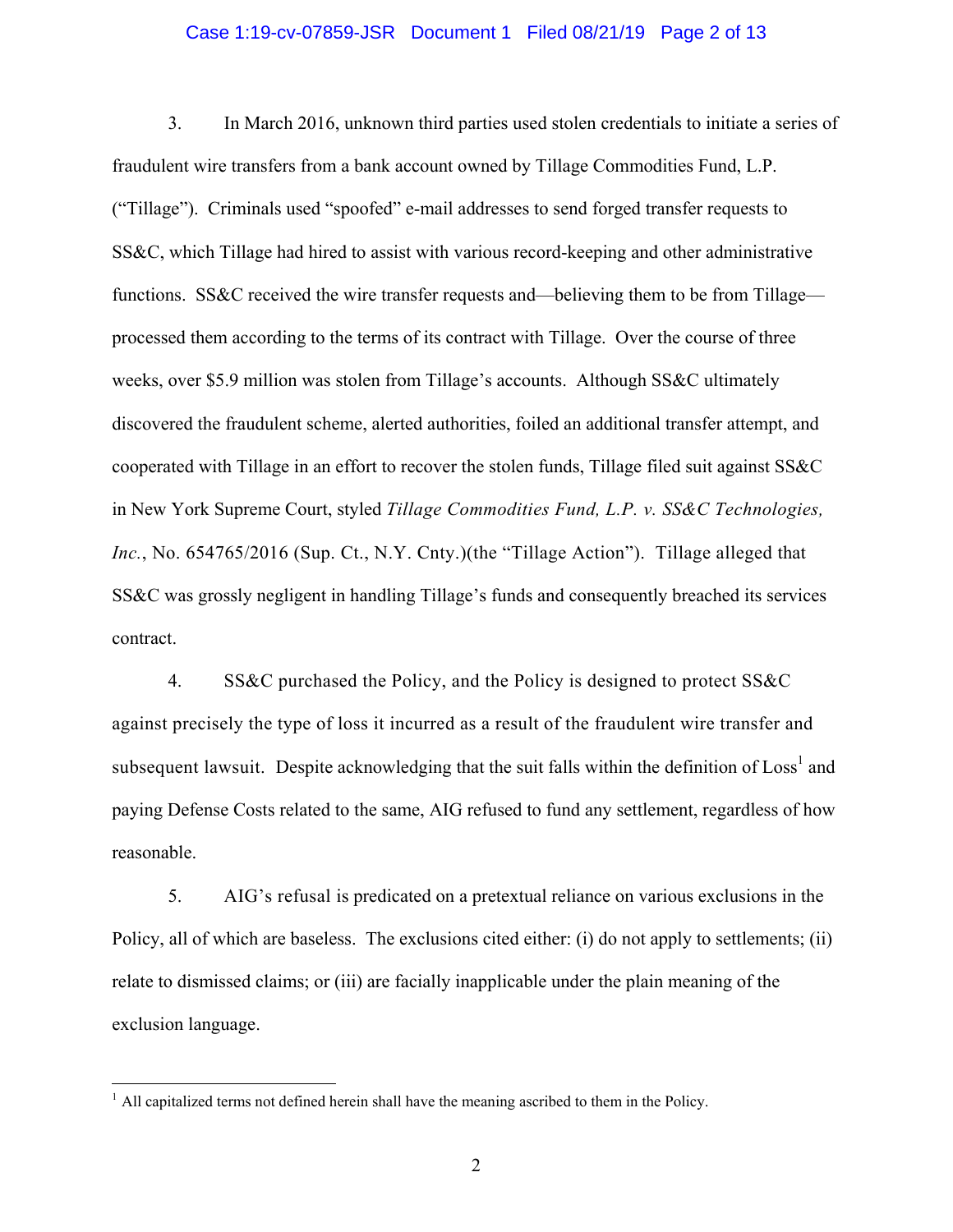3. In March 2016, unknown third parties used stolen credentials to initiate a series of fraudulent wire transfers from a bank account owned by Tillage Commodities Fund, L.P. ("Tillage"). Criminals used "spoofed" e-mail addresses to send forged transfer requests to SS&C, which Tillage had hired to assist with various record-keeping and other administrative functions. SS&C received the wire transfer requests and—believing them to be from Tillage—processed them according to the terms of its contract with Tillage. Over the course of three weeks, over $5.9 million was stolen from Tillage's accounts. Although SS&C ultimately discovered the fraudulent scheme, alerted authorities, foiled an additional transfer attempt, and cooperated with Tillage in an effort to recover the stolen funds, Tillage filed suit against SS&C in New York Supreme Court, styled *Tillage Commodities Fund, L.P. v. SS&C Technologies, Inc.*, No. 654765/2016 (Sup. Ct., N.Y. Cnty.)(the "Tillage Action"). Tillage alleged that SS&C was grossly negligent in handling Tillage's funds and consequently breached its services contract.

4. SS&C purchased the Policy, and the Policy is designed to protect SS&C against precisely the type of loss it incurred as a result of the fraudulent wire transfer and subsequent lawsuit. Despite acknowledging that the suit falls within the definition of Loss[1] and paying Defense Costs related to the same, AIG refused to fund any settlement, regardless of how reasonable.

5. AIG's refusal is predicated on a pretextual reliance on various exclusions in the Policy, all of which are baseless. The exclusions cited either: (i) do not apply to settlements; (ii) relate to dismissed claims; or (iii) are facially inapplicable under the plain meaning of the exclusion language.

---

[1] All capitalized terms not defined herein shall have the meaning ascribed to them in the Policy.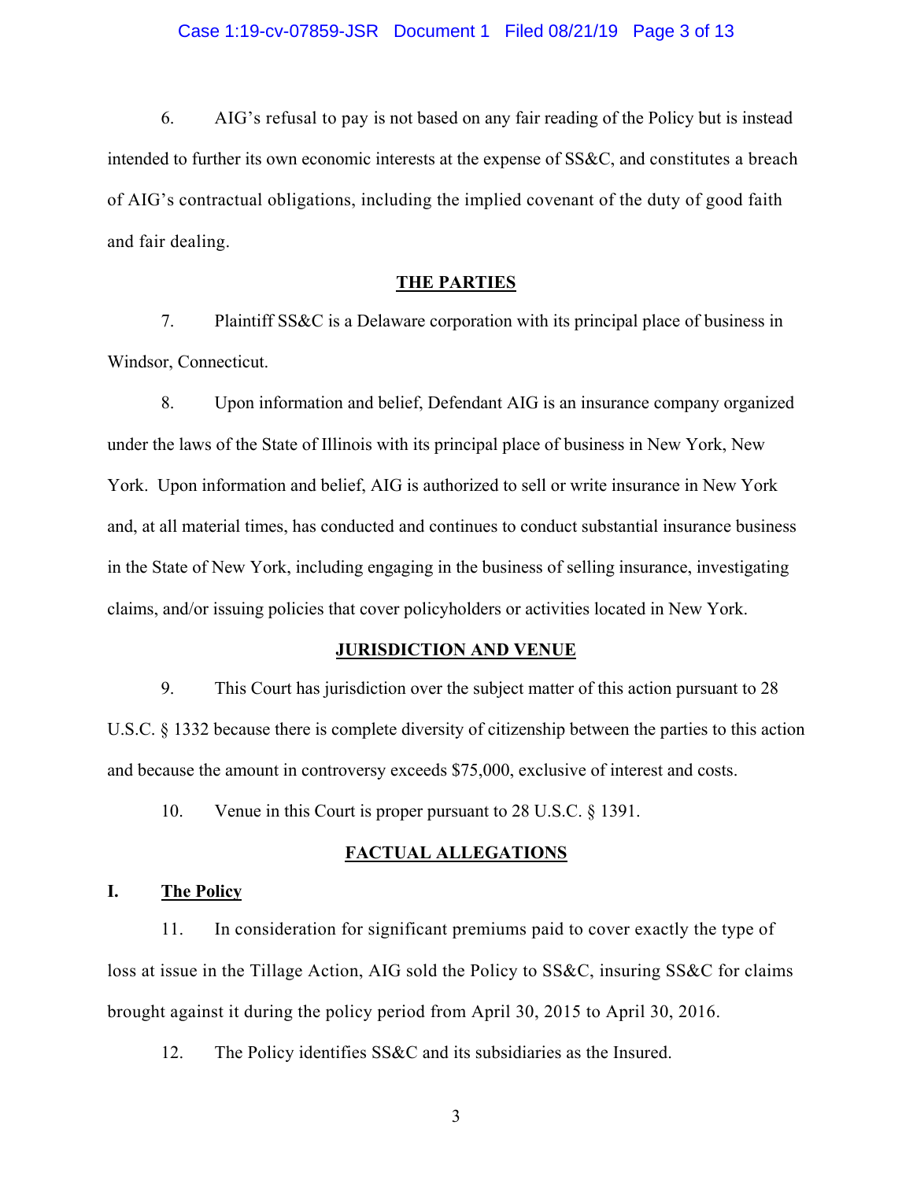6. AIG's refusal to pay is not based on any fair reading of the Policy but is instead intended to further its own economic interests at the expense of SS&C, and constitutes a breach of AIG's contractual obligations, including the implied covenant of the duty of good faith and fair dealing.

## THE PARTIES

7. Plaintiff SS&C is a Delaware corporation with its principal place of business in Windsor, Connecticut.

8. Upon information and belief, Defendant AIG is an insurance company organized under the laws of the State of Illinois with its principal place of business in New York, New York. Upon information and belief, AIG is authorized to sell or write insurance in New York and, at all material times, has conducted and continues to conduct substantial insurance business in the State of New York, including engaging in the business of selling insurance, investigating claims, and/or issuing policies that cover policyholders or activities located in New York.

## JURISDICTION AND VENUE

9. This Court has jurisdiction over the subject matter of this action pursuant to 28 U.S.C. § 1332 because there is complete diversity of citizenship between the parties to this action and because the amount in controversy exceeds $75,000, exclusive of interest and costs.

10. Venue in this Court is proper pursuant to 28 U.S.C. § 1391.

## FACTUAL ALLEGATIONS

### I. The Policy

11. In consideration for significant premiums paid to cover exactly the type of loss at issue in the Tillage Action, AIG sold the Policy to SS&C, insuring SS&C for claims brought against it during the policy period from April 30, 2015 to April 30, 2016.

12. The Policy identifies SS&C and its subsidiaries as the Insured.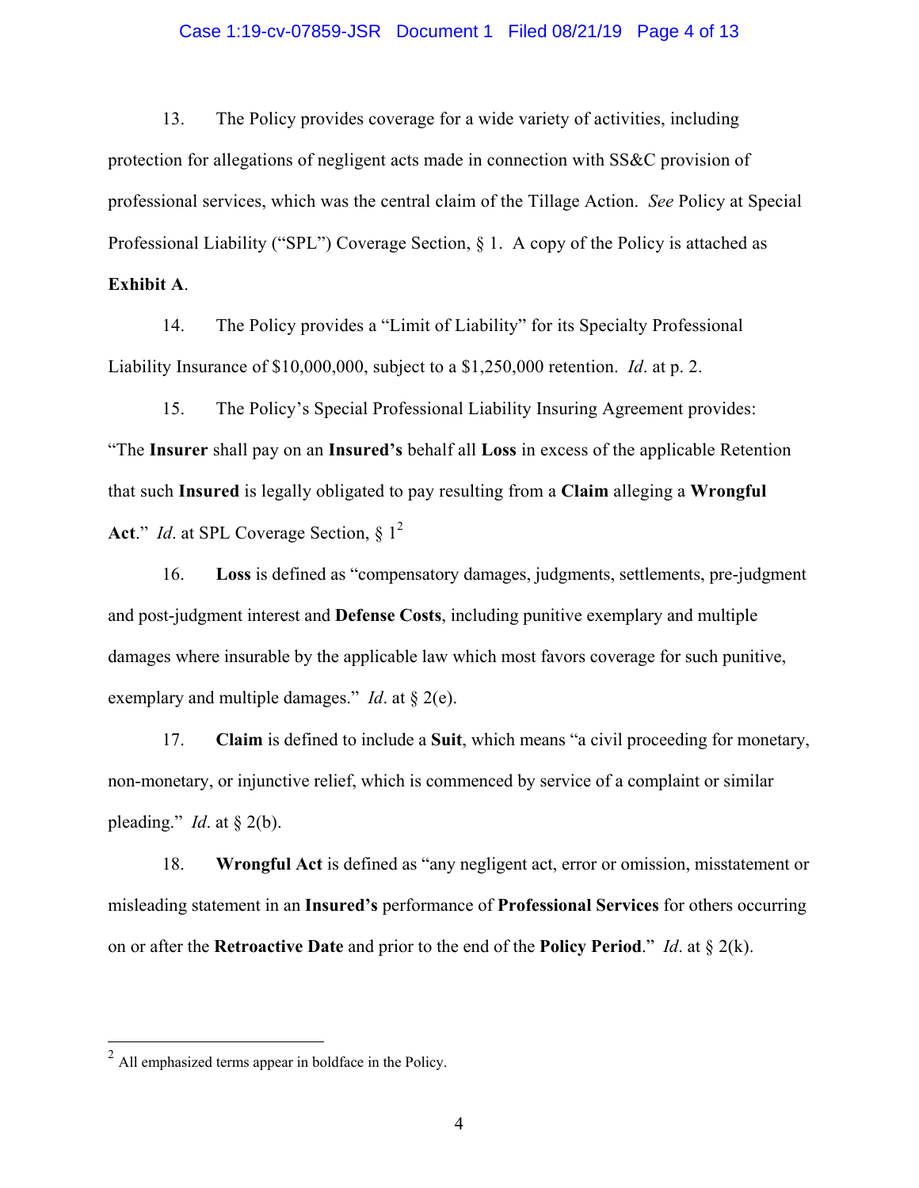13. The Policy provides coverage for a wide variety of activities, including protection for allegations of negligent acts made in connection with SS&C provision of professional services, which was the central claim of the Tillage Action. *See* Policy at Special Professional Liability ("SPL") Coverage Section, § 1. A copy of the Policy is attached as **Exhibit A**.

14. The Policy provides a "Limit of Liability" for its Specialty Professional Liability Insurance of $10,000,000, subject to a $1,250,000 retention. *Id*. at p. 2.

15. The Policy's Special Professional Liability Insuring Agreement provides: "The **Insurer** shall pay on an **Insured's** behalf all **Loss** in excess of the applicable Retention that such **Insured** is legally obligated to pay resulting from a **Claim** alleging a **Wrongful Act**." *Id*. at SPL Coverage Section, § 1[2]

16. **Loss** is defined as "compensatory damages, judgments, settlements, pre-judgment and post-judgment interest and **Defense Costs**, including punitive exemplary and multiple damages where insurable by the applicable law which most favors coverage for such punitive, exemplary and multiple damages." *Id*. at § 2(e).

17. **Claim** is defined to include a **Suit**, which means "a civil proceeding for monetary, non-monetary, or injunctive relief, which is commenced by service of a complaint or similar pleading." *Id*. at § 2(b).

18. **Wrongful Act** is defined as "any negligent act, error or omission, misstatement or misleading statement in an **Insured's** performance of **Professional Services** for others occurring on or after the **Retroactive Date** and prior to the end of the **Policy Period**." *Id*. at § 2(k).

---

[2] All emphasized terms appear in boldface in the Policy.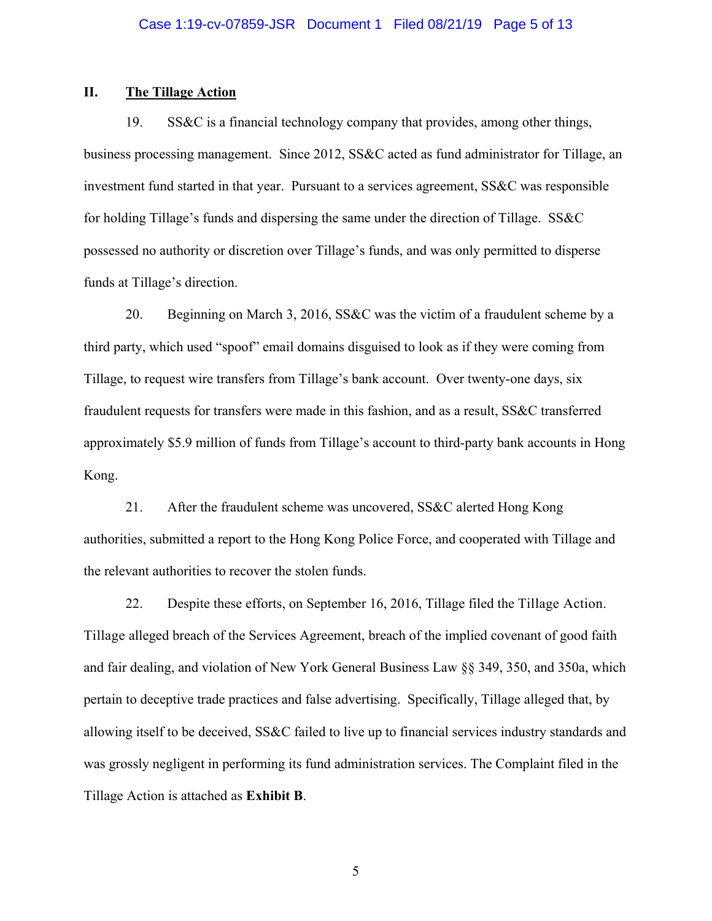## II. <u>The Tillage Action</u>

19. SS&C is a financial technology company that provides, among other things, business processing management. Since 2012, SS&C acted as fund administrator for Tillage, an investment fund started in that year. Pursuant to a services agreement, SS&C was responsible for holding Tillage's funds and dispersing the same under the direction of Tillage. SS&C possessed no authority or discretion over Tillage's funds, and was only permitted to disperse funds at Tillage's direction.

20. Beginning on March 3, 2016, SS&C was the victim of a fraudulent scheme by a third party, which used "spoof" email domains disguised to look as if they were coming from Tillage, to request wire transfers from Tillage's bank account. Over twenty-one days, six fraudulent requests for transfers were made in this fashion, and as a result, SS&C transferred approximately $5.9 million of funds from Tillage's account to third-party bank accounts in Hong Kong.

21. After the fraudulent scheme was uncovered, SS&C alerted Hong Kong authorities, submitted a report to the Hong Kong Police Force, and cooperated with Tillage and the relevant authorities to recover the stolen funds.

22. Despite these efforts, on September 16, 2016, Tillage filed the Tillage Action. Tillage alleged breach of the Services Agreement, breach of the implied covenant of good faith and fair dealing, and violation of New York General Business Law §§ 349, 350, and 350a, which pertain to deceptive trade practices and false advertising. Specifically, Tillage alleged that, by allowing itself to be deceived, SS&C failed to live up to financial services industry standards and was grossly negligent in performing its fund administration services. The Complaint filed in the Tillage Action is attached as **Exhibit B**.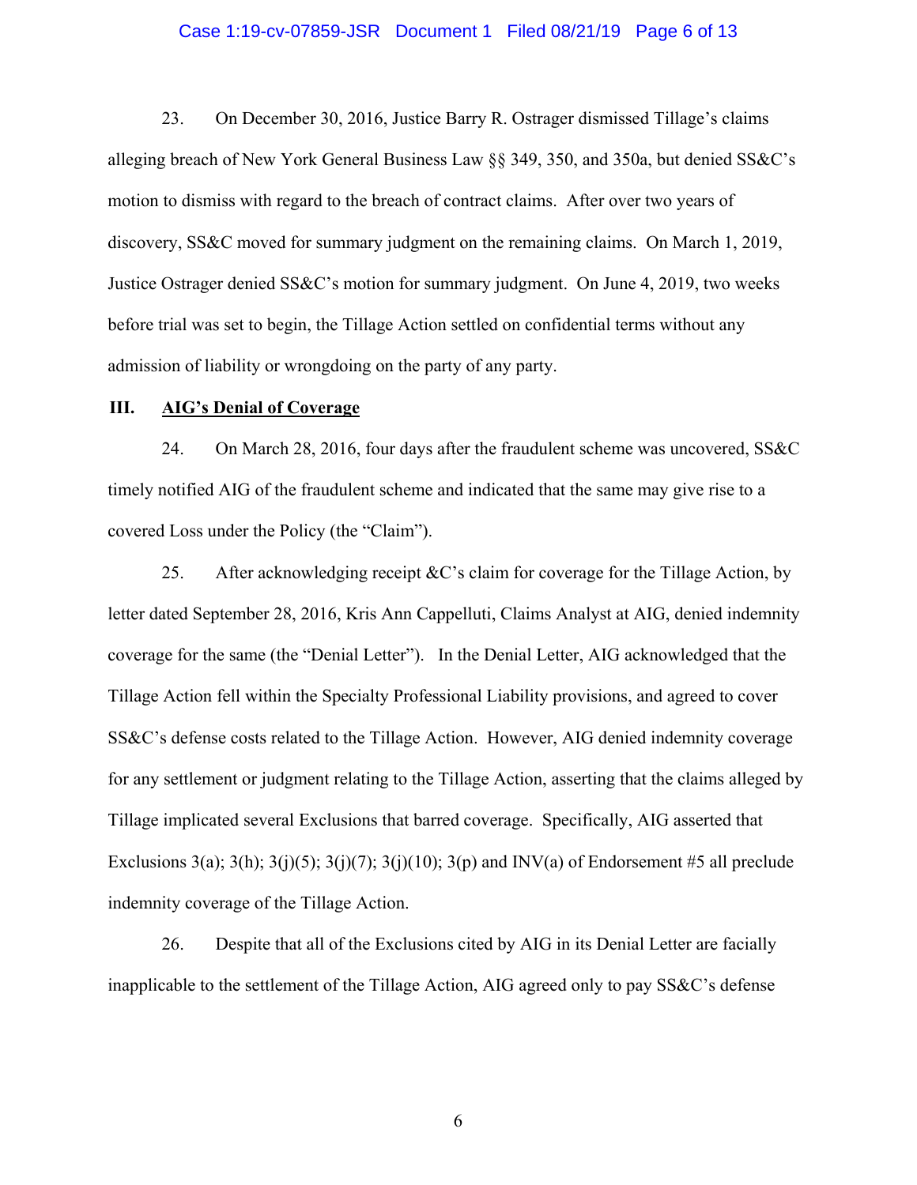23. On December 30, 2016, Justice Barry R. Ostrager dismissed Tillage's claims alleging breach of New York General Business Law §§ 349, 350, and 350a, but denied SS&C's motion to dismiss with regard to the breach of contract claims. After over two years of discovery, SS&C moved for summary judgment on the remaining claims. On March 1, 2019, Justice Ostrager denied SS&C's motion for summary judgment. On June 4, 2019, two weeks before trial was set to begin, the Tillage Action settled on confidential terms without any admission of liability or wrongdoing on the party of any party.

## III. AIG's Denial of Coverage

24. On March 28, 2016, four days after the fraudulent scheme was uncovered, SS&C timely notified AIG of the fraudulent scheme and indicated that the same may give rise to a covered Loss under the Policy (the "Claim").

25. After acknowledging receipt &C's claim for coverage for the Tillage Action, by letter dated September 28, 2016, Kris Ann Cappelluti, Claims Analyst at AIG, denied indemnity coverage for the same (the "Denial Letter"). In the Denial Letter, AIG acknowledged that the Tillage Action fell within the Specialty Professional Liability provisions, and agreed to cover SS&C's defense costs related to the Tillage Action. However, AIG denied indemnity coverage for any settlement or judgment relating to the Tillage Action, asserting that the claims alleged by Tillage implicated several Exclusions that barred coverage. Specifically, AIG asserted that Exclusions 3(a); 3(h); 3(j)(5); 3(j)(7); 3(j)(10); 3(p) and INV(a) of Endorsement #5 all preclude indemnity coverage of the Tillage Action.

26. Despite that all of the Exclusions cited by AIG in its Denial Letter are facially inapplicable to the settlement of the Tillage Action, AIG agreed only to pay SS&C's defense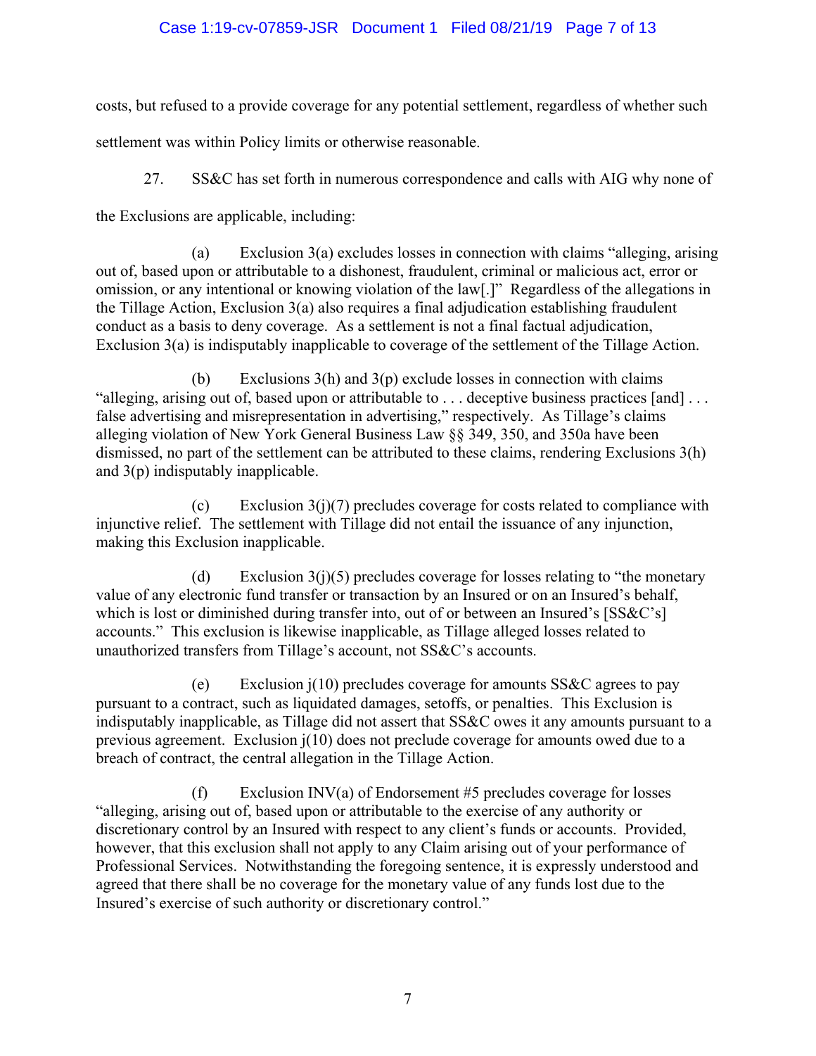costs, but refused to a provide coverage for any potential settlement, regardless of whether such settlement was within Policy limits or otherwise reasonable.

27. SS&C has set forth in numerous correspondence and calls with AIG why none of the Exclusions are applicable, including:

(a) Exclusion 3(a) excludes losses in connection with claims "alleging, arising out of, based upon or attributable to a dishonest, fraudulent, criminal or malicious act, error or omission, or any intentional or knowing violation of the law[.]" Regardless of the allegations in the Tillage Action, Exclusion 3(a) also requires a final adjudication establishing fraudulent conduct as a basis to deny coverage. As a settlement is not a final factual adjudication, Exclusion 3(a) is indisputably inapplicable to coverage of the settlement of the Tillage Action.

(b) Exclusions 3(h) and 3(p) exclude losses in connection with claims "alleging, arising out of, based upon or attributable to . . . deceptive business practices [and] . . . false advertising and misrepresentation in advertising," respectively. As Tillage's claims alleging violation of New York General Business Law §§ 349, 350, and 350a have been dismissed, no part of the settlement can be attributed to these claims, rendering Exclusions 3(h) and 3(p) indisputably inapplicable.

(c) Exclusion 3(j)(7) precludes coverage for costs related to compliance with injunctive relief. The settlement with Tillage did not entail the issuance of any injunction, making this Exclusion inapplicable.

(d) Exclusion 3(j)(5) precludes coverage for losses relating to "the monetary value of any electronic fund transfer or transaction by an Insured or on an Insured's behalf, which is lost or diminished during transfer into, out of or between an Insured's [SS&C's] accounts." This exclusion is likewise inapplicable, as Tillage alleged losses related to unauthorized transfers from Tillage's account, not SS&C's accounts.

(e) Exclusion j(10) precludes coverage for amounts SS&C agrees to pay pursuant to a contract, such as liquidated damages, setoffs, or penalties. This Exclusion is indisputably inapplicable, as Tillage did not assert that SS&C owes it any amounts pursuant to a previous agreement. Exclusion j(10) does not preclude coverage for amounts owed due to a breach of contract, the central allegation in the Tillage Action.

(f) Exclusion INV(a) of Endorsement #5 precludes coverage for losses "alleging, arising out of, based upon or attributable to the exercise of any authority or discretionary control by an Insured with respect to any client's funds or accounts. Provided, however, that this exclusion shall not apply to any Claim arising out of your performance of Professional Services. Notwithstanding the foregoing sentence, it is expressly understood and agreed that there shall be no coverage for the monetary value of any funds lost due to the Insured's exercise of such authority or discretionary control."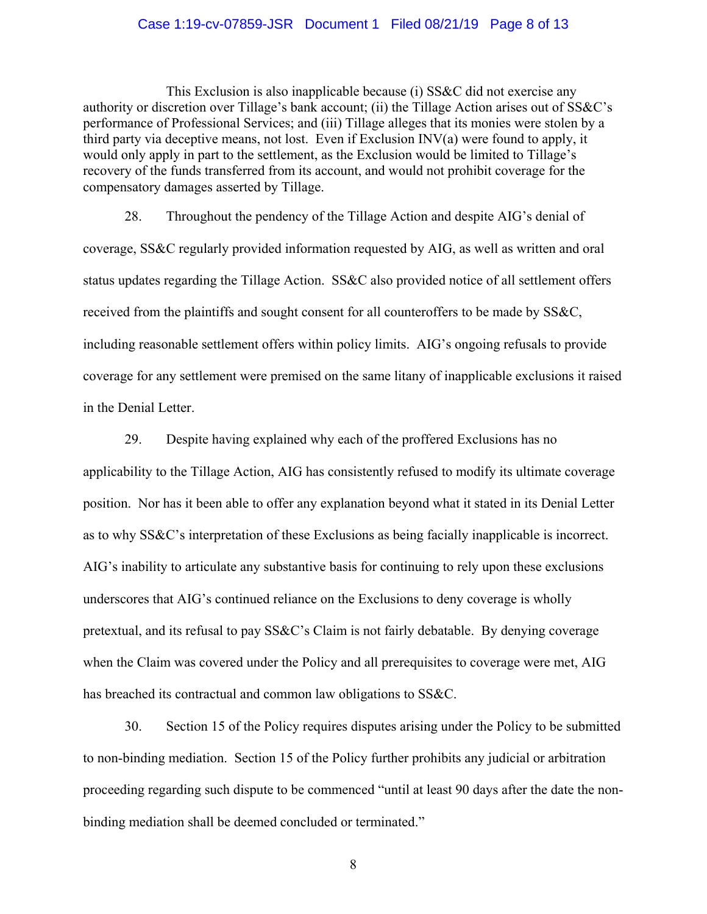This Exclusion is also inapplicable because (i) SS&C did not exercise any authority or discretion over Tillage's bank account; (ii) the Tillage Action arises out of SS&C's performance of Professional Services; and (iii) Tillage alleges that its monies were stolen by a third party via deceptive means, not lost. Even if Exclusion INV(a) were found to apply, it would only apply in part to the settlement, as the Exclusion would be limited to Tillage's recovery of the funds transferred from its account, and would not prohibit coverage for the compensatory damages asserted by Tillage.

28. Throughout the pendency of the Tillage Action and despite AIG's denial of coverage, SS&C regularly provided information requested by AIG, as well as written and oral status updates regarding the Tillage Action. SS&C also provided notice of all settlement offers received from the plaintiffs and sought consent for all counteroffers to be made by SS&C, including reasonable settlement offers within policy limits. AIG's ongoing refusals to provide coverage for any settlement were premised on the same litany of inapplicable exclusions it raised in the Denial Letter.

29. Despite having explained why each of the proffered Exclusions has no applicability to the Tillage Action, AIG has consistently refused to modify its ultimate coverage position. Nor has it been able to offer any explanation beyond what it stated in its Denial Letter as to why SS&C's interpretation of these Exclusions as being facially inapplicable is incorrect. AIG's inability to articulate any substantive basis for continuing to rely upon these exclusions underscores that AIG's continued reliance on the Exclusions to deny coverage is wholly pretextual, and its refusal to pay SS&C's Claim is not fairly debatable. By denying coverage when the Claim was covered under the Policy and all prerequisites to coverage were met, AIG has breached its contractual and common law obligations to SS&C.

30. Section 15 of the Policy requires disputes arising under the Policy to be submitted to non-binding mediation. Section 15 of the Policy further prohibits any judicial or arbitration proceeding regarding such dispute to be commenced "until at least 90 days after the date the non-binding mediation shall be deemed concluded or terminated."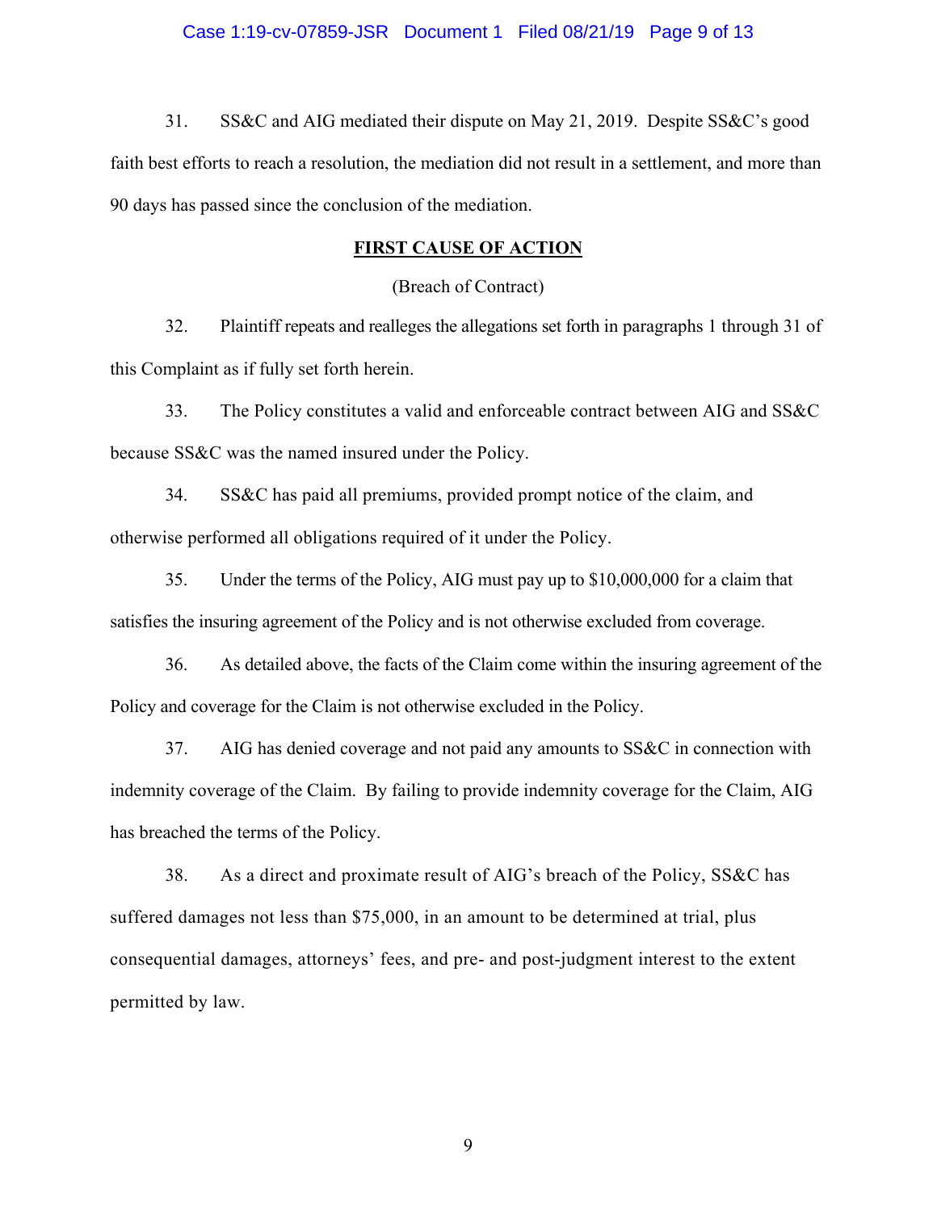31. SS&C and AIG mediated their dispute on May 21, 2019. Despite SS&C's good faith best efforts to reach a resolution, the mediation did not result in a settlement, and more than 90 days has passed since the conclusion of the mediation.

## FIRST CAUSE OF ACTION

(Breach of Contract)

32. Plaintiff repeats and realleges the allegations set forth in paragraphs 1 through 31 of this Complaint as if fully set forth herein.

33. The Policy constitutes a valid and enforceable contract between AIG and SS&C because SS&C was the named insured under the Policy.

34. SS&C has paid all premiums, provided prompt notice of the claim, and otherwise performed all obligations required of it under the Policy.

35. Under the terms of the Policy, AIG must pay up to $10,000,000 for a claim that satisfies the insuring agreement of the Policy and is not otherwise excluded from coverage.

36. As detailed above, the facts of the Claim come within the insuring agreement of the Policy and coverage for the Claim is not otherwise excluded in the Policy.

37. AIG has denied coverage and not paid any amounts to SS&C in connection with indemnity coverage of the Claim. By failing to provide indemnity coverage for the Claim, AIG has breached the terms of the Policy.

38. As a direct and proximate result of AIG's breach of the Policy, SS&C has suffered damages not less than $75,000, in an amount to be determined at trial, plus consequential damages, attorneys' fees, and pre- and post-judgment interest to the extent permitted by law.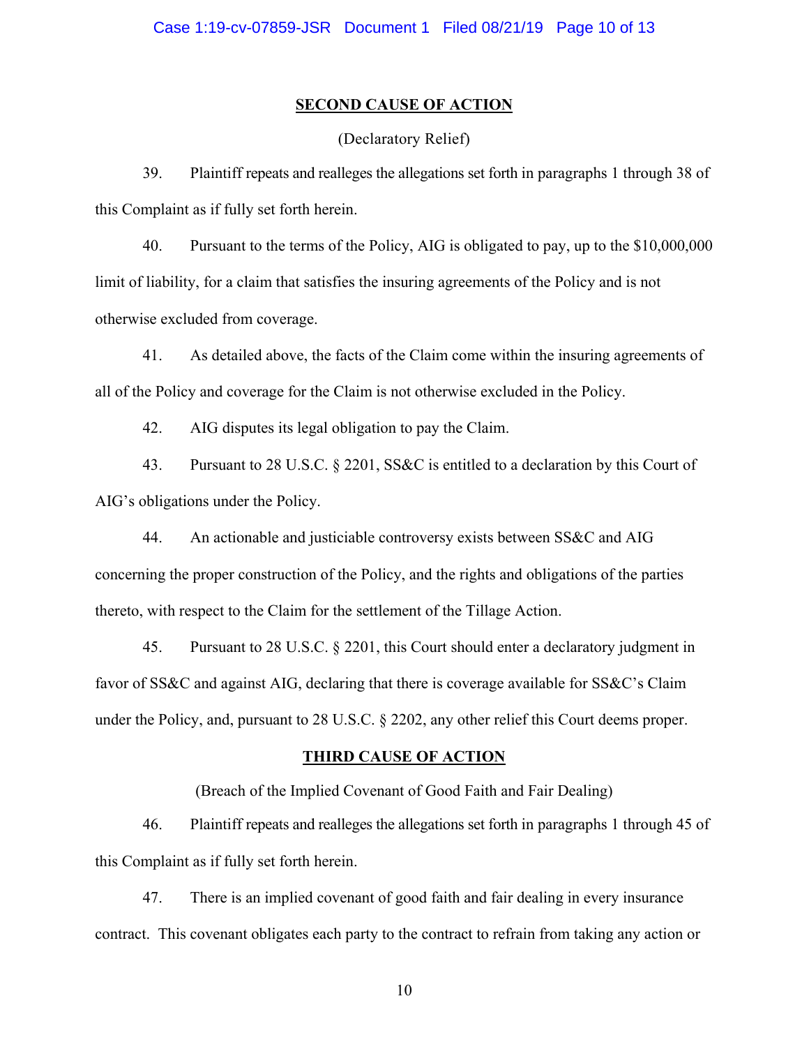## SECOND CAUSE OF ACTION

(Declaratory Relief)

39. Plaintiff repeats and realleges the allegations set forth in paragraphs 1 through 38 of this Complaint as if fully set forth herein.

40. Pursuant to the terms of the Policy, AIG is obligated to pay, up to the $10,000,000 limit of liability, for a claim that satisfies the insuring agreements of the Policy and is not otherwise excluded from coverage.

41. As detailed above, the facts of the Claim come within the insuring agreements of all of the Policy and coverage for the Claim is not otherwise excluded in the Policy.

42. AIG disputes its legal obligation to pay the Claim.

43. Pursuant to 28 U.S.C. § 2201, SS&C is entitled to a declaration by this Court of AIG's obligations under the Policy.

44. An actionable and justiciable controversy exists between SS&C and AIG concerning the proper construction of the Policy, and the rights and obligations of the parties thereto, with respect to the Claim for the settlement of the Tillage Action.

45. Pursuant to 28 U.S.C. § 2201, this Court should enter a declaratory judgment in favor of SS&C and against AIG, declaring that there is coverage available for SS&C's Claim under the Policy, and, pursuant to 28 U.S.C. § 2202, any other relief this Court deems proper.

## THIRD CAUSE OF ACTION

(Breach of the Implied Covenant of Good Faith and Fair Dealing)

46. Plaintiff repeats and realleges the allegations set forth in paragraphs 1 through 45 of this Complaint as if fully set forth herein.

47. There is an implied covenant of good faith and fair dealing in every insurance contract. This covenant obligates each party to the contract to refrain from taking any action or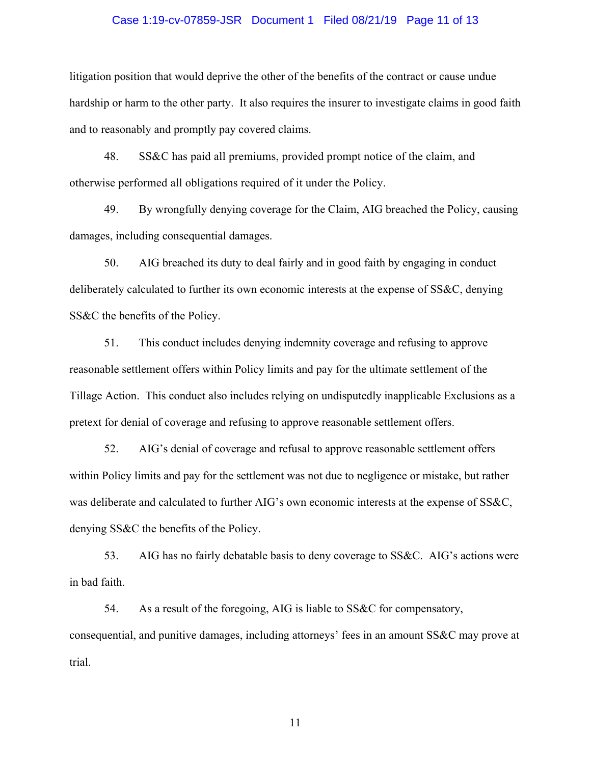litigation position that would deprive the other of the benefits of the contract or cause undue hardship or harm to the other party. It also requires the insurer to investigate claims in good faith and to reasonably and promptly pay covered claims.

48. SS&C has paid all premiums, provided prompt notice of the claim, and otherwise performed all obligations required of it under the Policy.

49. By wrongfully denying coverage for the Claim, AIG breached the Policy, causing damages, including consequential damages.

50. AIG breached its duty to deal fairly and in good faith by engaging in conduct deliberately calculated to further its own economic interests at the expense of SS&C, denying SS&C the benefits of the Policy.

51. This conduct includes denying indemnity coverage and refusing to approve reasonable settlement offers within Policy limits and pay for the ultimate settlement of the Tillage Action. This conduct also includes relying on undisputedly inapplicable Exclusions as a pretext for denial of coverage and refusing to approve reasonable settlement offers.

52. AIG's denial of coverage and refusal to approve reasonable settlement offers within Policy limits and pay for the settlement was not due to negligence or mistake, but rather was deliberate and calculated to further AIG's own economic interests at the expense of SS&C, denying SS&C the benefits of the Policy.

53. AIG has no fairly debatable basis to deny coverage to SS&C. AIG's actions were in bad faith.

54. As a result of the foregoing, AIG is liable to SS&C for compensatory, consequential, and punitive damages, including attorneys' fees in an amount SS&C may prove at trial.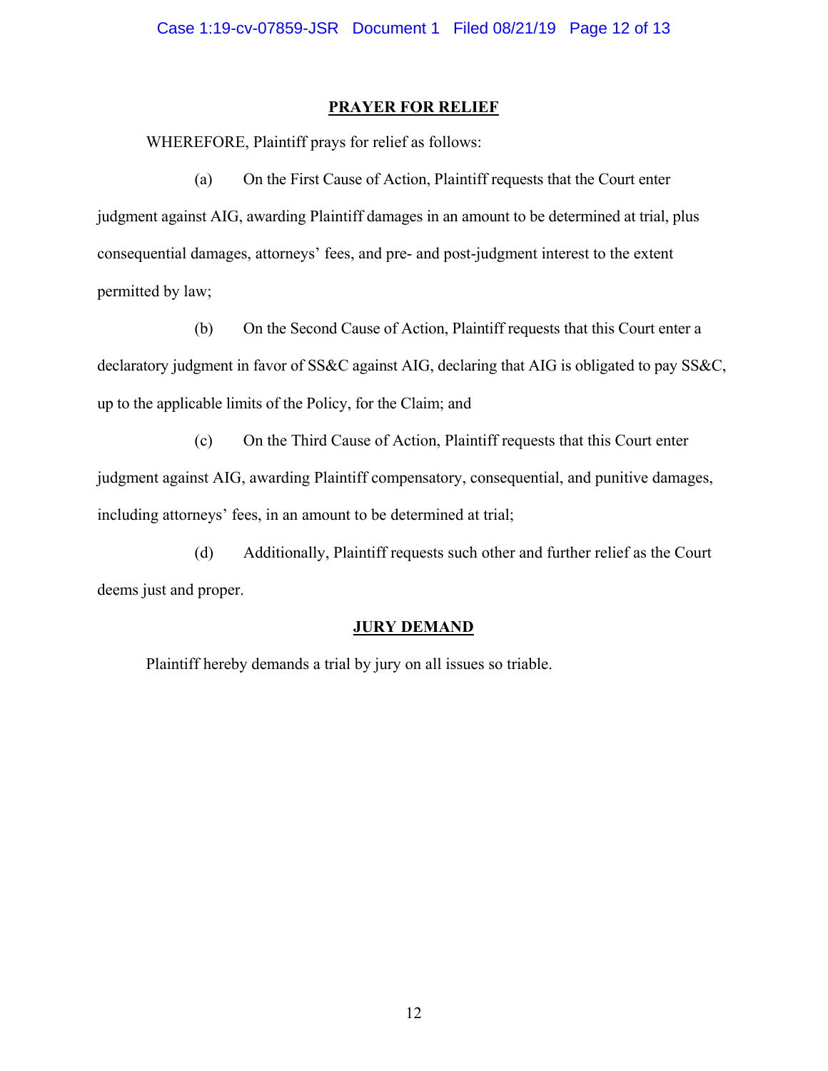## PRAYER FOR RELIEF

WHEREFORE, Plaintiff prays for relief as follows:

(a) On the First Cause of Action, Plaintiff requests that the Court enter judgment against AIG, awarding Plaintiff damages in an amount to be determined at trial, plus consequential damages, attorneys' fees, and pre- and post-judgment interest to the extent permitted by law;

(b) On the Second Cause of Action, Plaintiff requests that this Court enter a declaratory judgment in favor of SS&C against AIG, declaring that AIG is obligated to pay SS&C, up to the applicable limits of the Policy, for the Claim; and

(c) On the Third Cause of Action, Plaintiff requests that this Court enter judgment against AIG, awarding Plaintiff compensatory, consequential, and punitive damages, including attorneys' fees, in an amount to be determined at trial;

(d) Additionally, Plaintiff requests such other and further relief as the Court deems just and proper.

## JURY DEMAND

Plaintiff hereby demands a trial by jury on all issues so triable.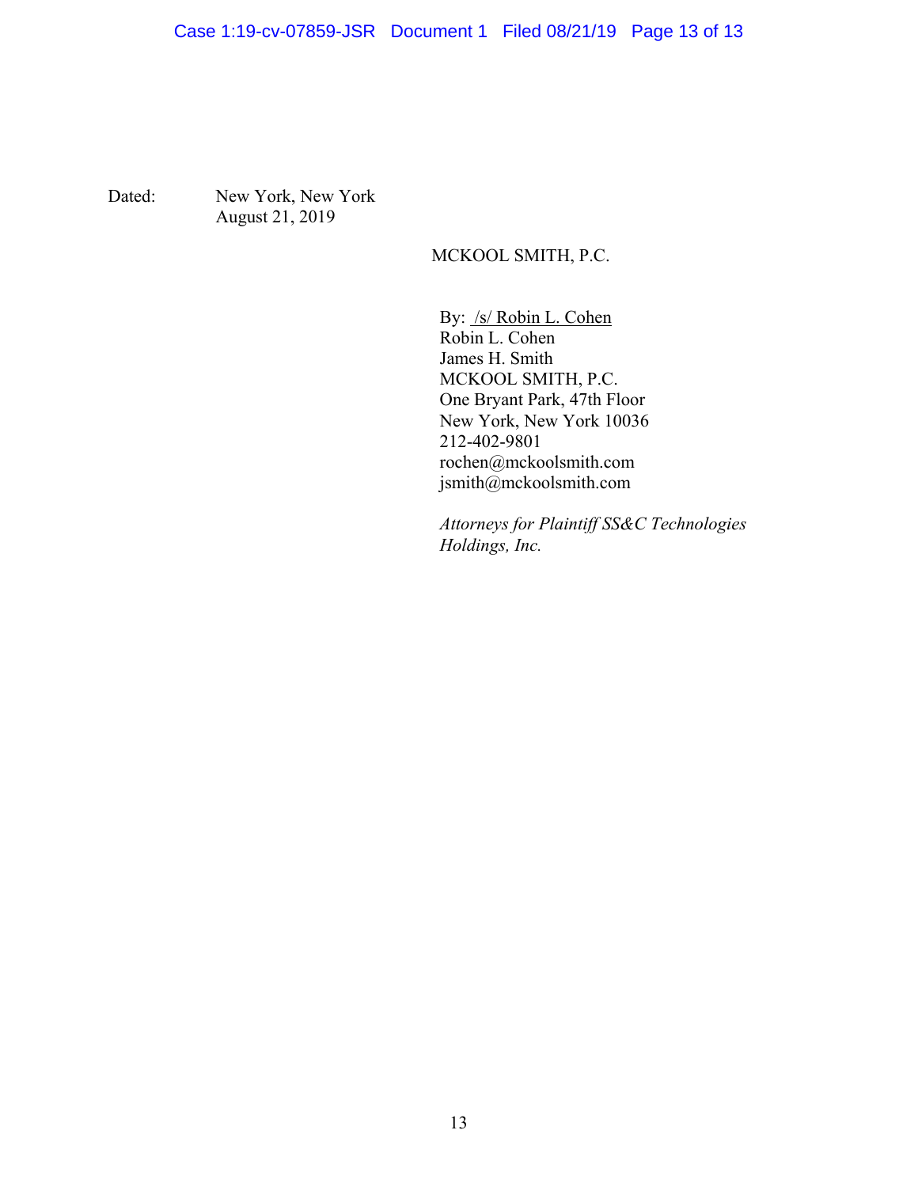Dated: New York, New York
August 21, 2019

MCKOOL SMITH, P.C.

By: /s/ Robin L. Cohen
Robin L. Cohen
James H. Smith
MCKOOL SMITH, P.C.
One Bryant Park, 47th Floor
New York, New York 10036
212-402-9801
rochen@mckoolsmith.com
jsmith@mckoolsmith.com

*Attorneys for Plaintiff SS&C Technologies Holdings, Inc.*